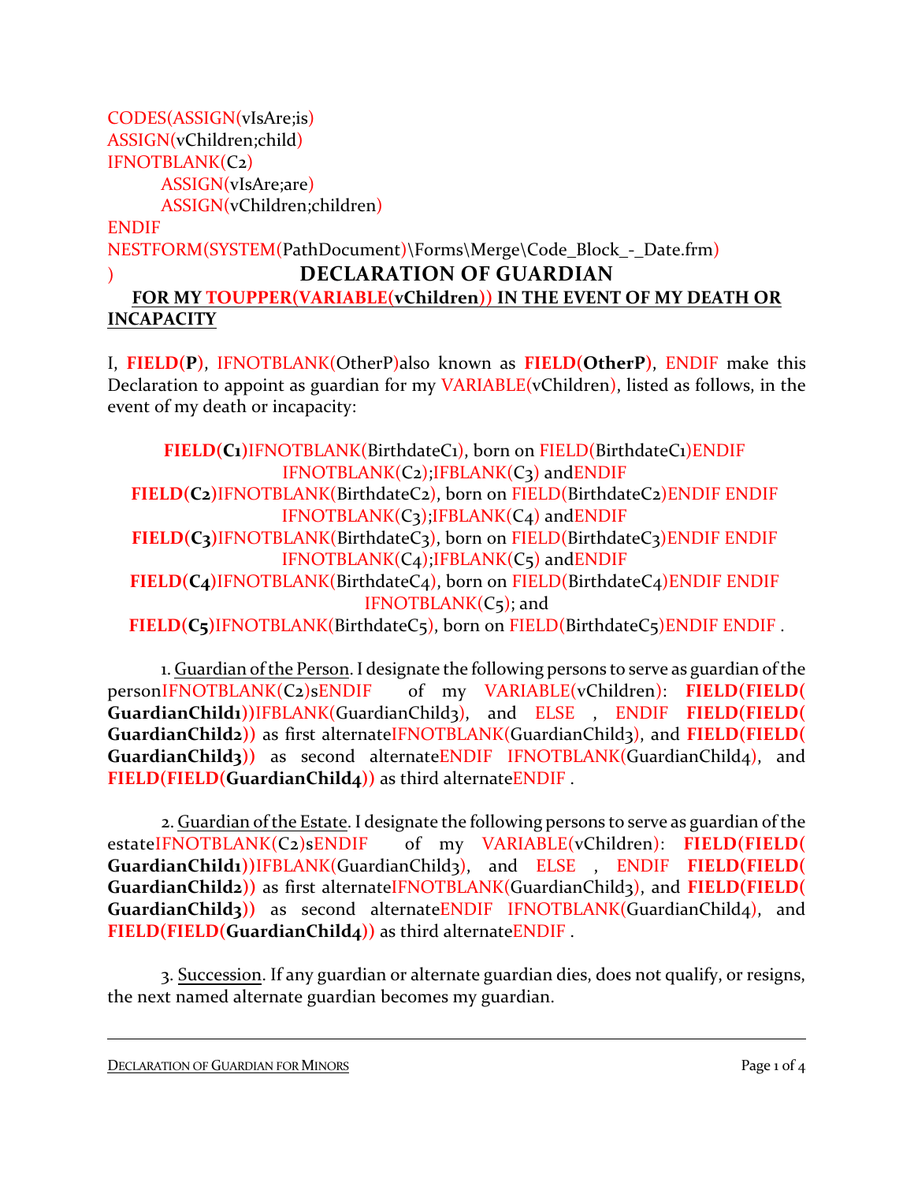CODES(ASSIGN(vIsAre;is)
ASSIGN(vChildren;child)
IFNOTBLANK(C2)
ASSIGN(vIsAre;are)
ASSIGN(vChildren;children)
ENDIF
NESTFORM(SYSTEM(PathDocument)\Forms\Merge\Code_Block_-_Date.frm)
)

# DECLARATION OF GUARDIAN

**FOR MY TOUPPER(VARIABLE(vChildren)) IN THE EVENT OF MY DEATH OR INCAPACITY**

I, **FIELD(P)**, IFNOTBLANK(OtherP)also known as **FIELD(OtherP)**, ENDIF make this Declaration to appoint as guardian for my VARIABLE(vChildren), listed as follows, in the event of my death or incapacity:

**FIELD(C1)**IFNOTBLANK(BirthdateC1), born on FIELD(BirthdateC1)ENDIF
IFNOTBLANK(C2);IFBLANK(C3) andENDIF
**FIELD(C2)**IFNOTBLANK(BirthdateC2), born on FIELD(BirthdateC2)ENDIF ENDIF
IFNOTBLANK(C3);IFBLANK(C4) andENDIF
**FIELD(C3)**IFNOTBLANK(BirthdateC3), born on FIELD(BirthdateC3)ENDIF ENDIF
IFNOTBLANK(C4);IFBLANK(C5) andENDIF
**FIELD(C4)**IFNOTBLANK(BirthdateC4), born on FIELD(BirthdateC4)ENDIF ENDIF
IFNOTBLANK(C5); and
**FIELD(C5)**IFNOTBLANK(BirthdateC5), born on FIELD(BirthdateC5)ENDIF ENDIF .

1. Guardian of the Person. I designate the following persons to serve as guardian of the personIFNOTBLANK(C2)sENDIF of my VARIABLE(vChildren): **FIELD(FIELD( GuardianChild1))**IFBLANK(GuardianChild3), and ELSE , ENDIF **FIELD(FIELD( GuardianChild2))** as first alternateIFNOTBLANK(GuardianChild3), and **FIELD(FIELD( GuardianChild3))** as second alternateENDIF IFNOTBLANK(GuardianChild4), and **FIELD(FIELD(GuardianChild4))** as third alternateENDIF .

2. Guardian of the Estate. I designate the following persons to serve as guardian of the estateIFNOTBLANK(C2)sENDIF of my VARIABLE(vChildren): **FIELD(FIELD( GuardianChild1))**IFBLANK(GuardianChild3), and ELSE , ENDIF **FIELD(FIELD( GuardianChild2))** as first alternateIFNOTBLANK(GuardianChild3), and **FIELD(FIELD( GuardianChild3))** as second alternateENDIF IFNOTBLANK(GuardianChild4), and **FIELD(FIELD(GuardianChild4))** as third alternateENDIF .

3. Succession. If any guardian or alternate guardian dies, does not qualify, or resigns, the next named alternate guardian becomes my guardian.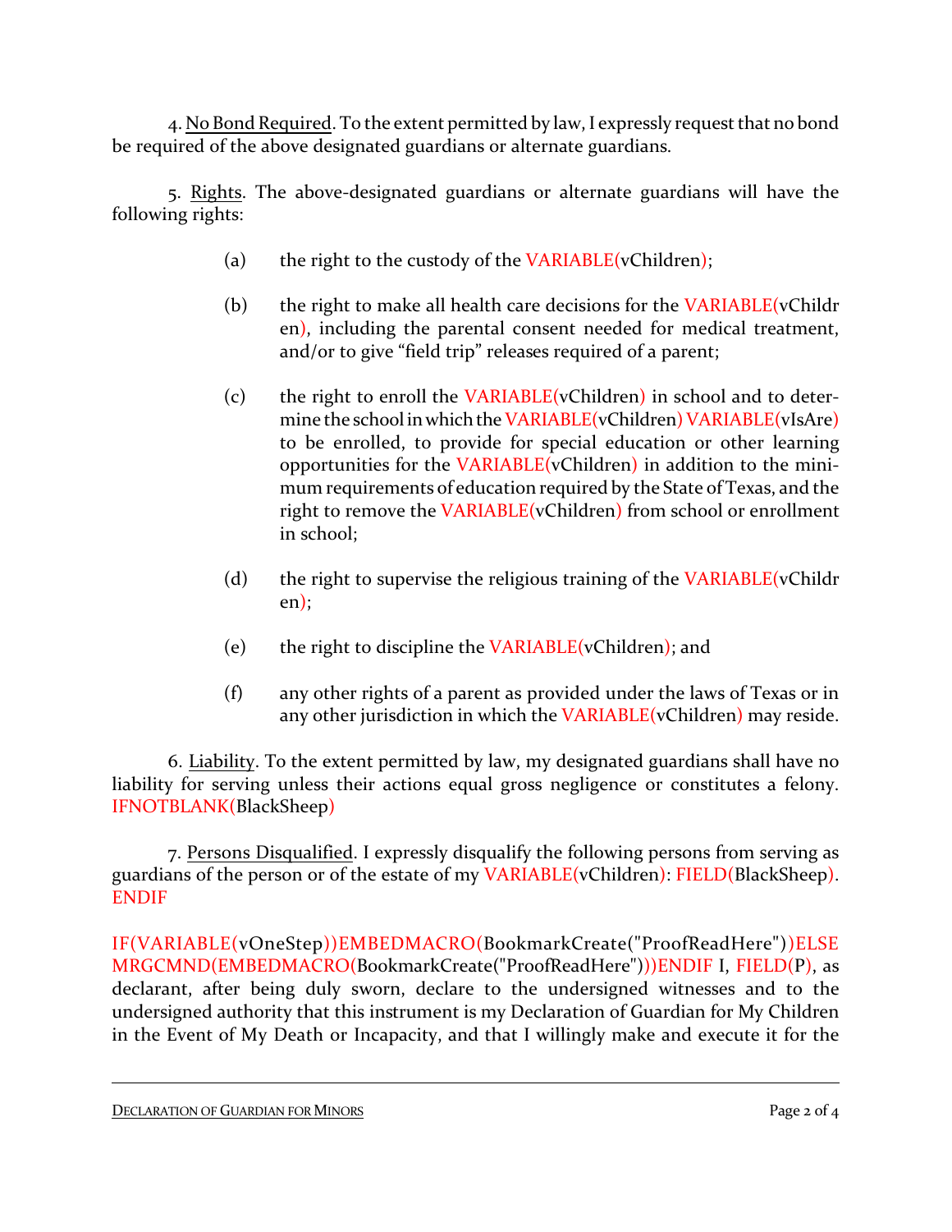4. No Bond Required. To the extent permitted by law, I expressly request that no bond be required of the above designated guardians or alternate guardians.

5. Rights. The above-designated guardians or alternate guardians will have the following rights:

(a) the right to the custody of the VARIABLE(vChildren);

(b) the right to make all health care decisions for the VARIABLE(vChildren), including the parental consent needed for medical treatment, and/or to give "field trip" releases required of a parent;

(c) the right to enroll the VARIABLE(vChildren) in school and to determine the school in which the VARIABLE(vChildren) VARIABLE(vIsAre) to be enrolled, to provide for special education or other learning opportunities for the VARIABLE(vChildren) in addition to the minimum requirements of education required by the State of Texas, and the right to remove the VARIABLE(vChildren) from school or enrollment in school;

(d) the right to supervise the religious training of the VARIABLE(vChildren);

(e) the right to discipline the VARIABLE(vChildren); and

(f) any other rights of a parent as provided under the laws of Texas or in any other jurisdiction in which the VARIABLE(vChildren) may reside.

6. Liability. To the extent permitted by law, my designated guardians shall have no liability for serving unless their actions equal gross negligence or constitutes a felony. IFNOTBLANK(BlackSheep)

7. Persons Disqualified. I expressly disqualify the following persons from serving as guardians of the person or of the estate of my VARIABLE(vChildren): FIELD(BlackSheep). ENDIF

IF(VARIABLE(vOneStep))EMBEDMACRO(BookmarkCreate("ProofReadHere"))ELSE MRGCMND(EMBEDMACRO(BookmarkCreate("ProofReadHere")))ENDIF I, FIELD(P), as declarant, after being duly sworn, declare to the undersigned witnesses and to the undersigned authority that this instrument is my Declaration of Guardian for My Children in the Event of My Death or Incapacity, and that I willingly make and execute it for the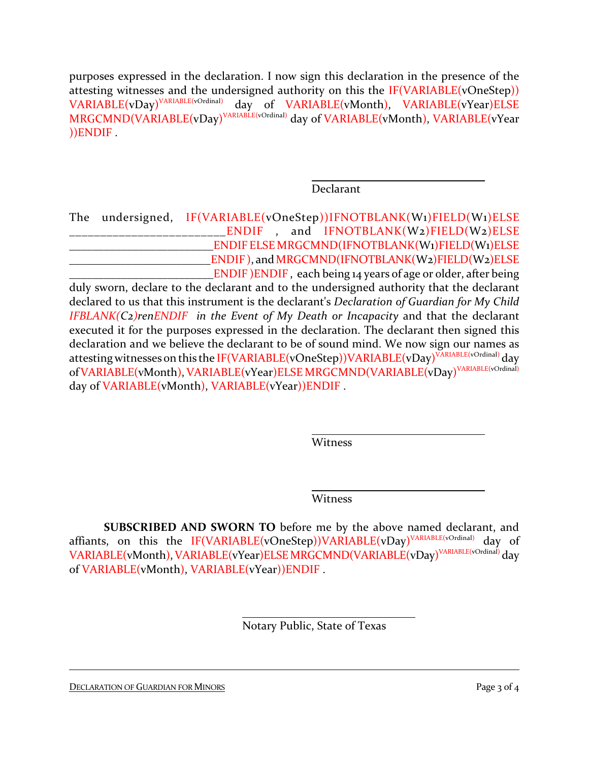purposes expressed in the declaration. I now sign this declaration in the presence of the attesting witnesses and the undersigned authority on this the IF(VARIABLE(vOneStep)) VARIABLE(vDay)VARIABLE(vOrdinal) day of VARIABLE(vMonth), VARIABLE(vYear)ELSE MRGCMND(VARIABLE(vDay)VARIABLE(vOrdinal) day of VARIABLE(vMonth), VARIABLE(vYear ))ENDIF .

\_\_\_\_\_\_\_\_\_\_\_\_\_\_\_\_\_\_\_\_\_\_\_\_\_\_\_\_\_\_
Declarant

The undersigned, IF(VARIABLE(vOneStep))IFNOTBLANK(W1)FIELD(W1)ELSE \_\_\_\_\_\_\_\_\_\_\_\_\_\_\_\_\_\_\_\_\_\_\_\_ENDIF , and IFNOTBLANK(W2)FIELD(W2)ELSE \_\_\_\_\_\_\_\_\_\_\_\_\_\_\_\_\_\_\_\_\_\_\_\_ENDIF ELSE MRGCMND(IFNOTBLANK(W1)FIELD(W1)ELSE \_\_\_\_\_\_\_\_\_\_\_\_\_\_\_\_\_\_\_\_\_\_\_\_ENDIF ), and MRGCMND(IFNOTBLANK(W2)FIELD(W2)ELSE \_\_\_\_\_\_\_\_\_\_\_\_\_\_\_\_\_\_\_\_\_\_\_\_ENDIF )ENDIF , each being 14 years of age or older, after being duly sworn, declare to the declarant and to the undersigned authority that the declarant declared to us that this instrument is the declarant's *Declaration of Guardian for My Child IFBLANK(C2)renENDIF in the Event of My Death or Incapacity* and that the declarant executed it for the purposes expressed in the declaration. The declarant then signed this declaration and we believe the declarant to be of sound mind. We now sign our names as attesting witnesses on this the IF(VARIABLE(vOneStep))VARIABLE(vDay)VARIABLE(vOrdinal) day of VARIABLE(vMonth), VARIABLE(vYear)ELSE MRGCMND(VARIABLE(vDay)VARIABLE(vOrdinal) day of VARIABLE(vMonth), VARIABLE(vYear))ENDIF .

\_\_\_\_\_\_\_\_\_\_\_\_\_\_\_\_\_\_\_\_\_\_\_\_\_\_\_\_\_\_
Witness

\_\_\_\_\_\_\_\_\_\_\_\_\_\_\_\_\_\_\_\_\_\_\_\_\_\_\_\_\_\_
Witness

**SUBSCRIBED AND SWORN TO** before me by the above named declarant, and affiants, on this the IF(VARIABLE(vOneStep))VARIABLE(vDay)VARIABLE(vOrdinal) day of VARIABLE(vMonth), VARIABLE(vYear)ELSE MRGCMND(VARIABLE(vDay)VARIABLE(vOrdinal) day of VARIABLE(vMonth), VARIABLE(vYear))ENDIF .

\_\_\_\_\_\_\_\_\_\_\_\_\_\_\_\_\_\_\_\_\_\_\_\_\_\_\_\_\_\_
Notary Public, State of Texas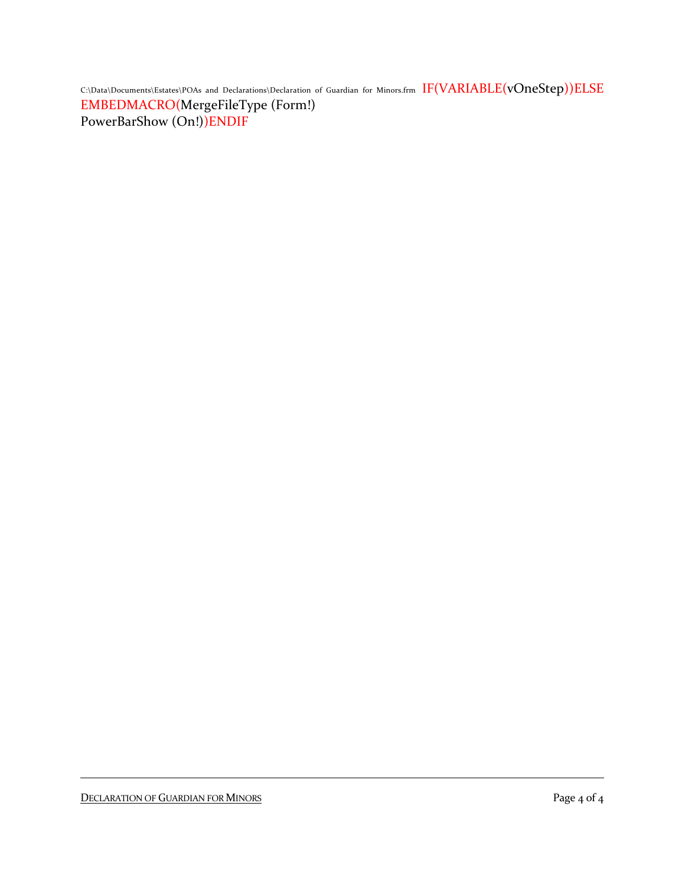C:\Data\Documents\Estates\POAs and Declarations\Declaration of Guardian for Minors.frm IF(VARIABLE(vOneStep))ELSE EMBEDMACRO(MergeFileType (Form!)
PowerBarShow (On!))ENDIF